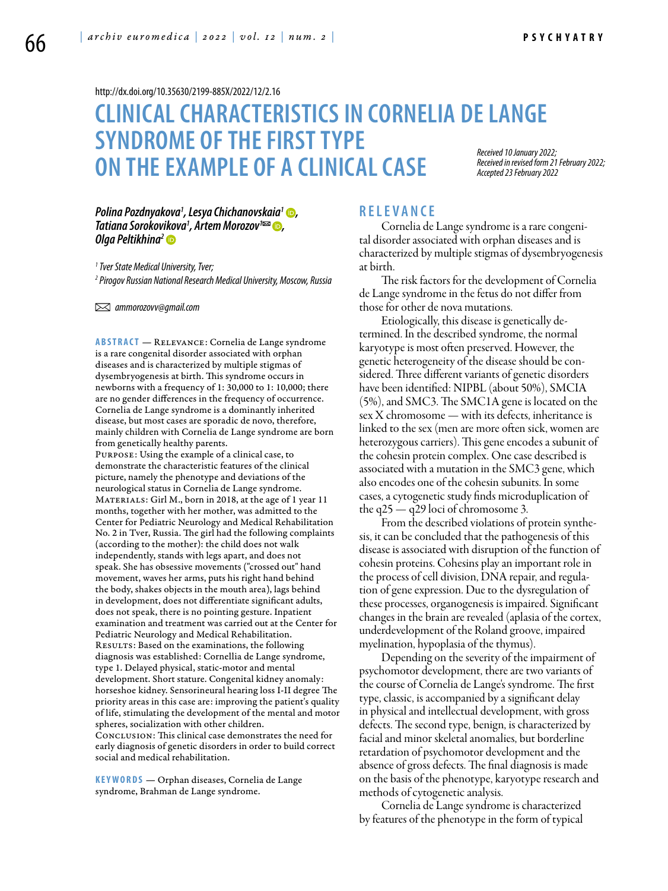http://dx.doi.org/10.35630/2199-885X/2022/12/2.16

# CLINICAL CHARACTERISTICS IN CORNELIA DE LANGE SYNDROME OF THE FIRST TYPE ON THE EXAMPLE OF A CLINICAL CASE

*Received 10 January 2022; Received in revised form 21 February 2022; Accepted 23 February 2022*

***Polina Pozdnyakova[1], Lesya Chichanovskaia[1], Tatiana Sorokovikova[1], Artem Morozov[1]✉, Olga Peltikhina[2]***

*[1] Tver State Medical University, Tver;*

*[2] Pirogov Russian National Research Medical University, Moscow, Russia*

✉ *ammorozovv@gmail.com*

**ABSTRACT** — Relevance: Cornelia de Lange syndrome is a rare congenital disorder associated with orphan diseases and is characterized by multiple stigmas of dysembryogenesis at birth. This syndrome occurs in newborns with a frequency of 1: 30,000 to 1: 10,000; there are no gender differences in the frequency of occurrence. Cornelia de Lange syndrome is a dominantly inherited disease, but most cases are sporadic de novo, therefore, mainly children with Cornelia de Lange syndrome are born from genetically healthy parents.
Purpose: Using the example of a clinical case, to demonstrate the characteristic features of the clinical picture, namely the phenotype and deviations of the neurological status in Cornelia de Lange syndrome.
Materials: Girl M., born in 2018, at the age of 1 year 11 months, together with her mother, was admitted to the Center for Pediatric Neurology and Medical Rehabilitation No. 2 in Tver, Russia. The girl had the following complaints (according to the mother): the child does not walk independently, stands with legs apart, and does not speak. She has obsessive movements ("crossed out" hand movement, waves her arms, puts his right hand behind the body, shakes objects in the mouth area), lags behind in development, does not differentiate significant adults, does not speak, there is no pointing gesture. Inpatient examination and treatment was carried out at the Center for Pediatric Neurology and Medical Rehabilitation.
Results: Based on the examinations, the following diagnosis was established: Cornellia de Lange syndrome, type 1. Delayed physical, static-motor and mental development. Short stature. Congenital kidney anomaly: horseshoe kidney. Sensorineural hearing loss I-II degree The priority areas in this case are: improving the patient's quality of life, stimulating the development of the mental and motor spheres, socialization with other children.
Conclusion: This clinical case demonstrates the need for early diagnosis of genetic disorders in order to build correct social and medical rehabilitation.

**KEYWORDS** — Orphan diseases, Cornelia de Lange syndrome, Brahman de Lange syndrome.

## RELEVANCE

Cornelia de Lange syndrome is a rare congenital disorder associated with orphan diseases and is characterized by multiple stigmas of dysembryogenesis at birth.

The risk factors for the development of Cornelia de Lange syndrome in the fetus do not differ from those for other de nova mutations.

Etiologically, this disease is genetically determined. In the described syndrome, the normal karyotype is most often preserved. However, the genetic heterogeneity of the disease should be considered. Three different variants of genetic disorders have been identified: NIPBL (about 50%), SMCIA (5%), and SMC3. The SMC1A gene is located on the sex X chromosome — with its defects, inheritance is linked to the sex (men are more often sick, women are heterozygous carriers). This gene encodes a subunit of the cohesin protein complex. One case described is associated with a mutation in the SMC3 gene, which also encodes one of the cohesin subunits. In some cases, a cytogenetic study finds microduplication of the q25 — q29 loci of chromosome 3.

From the described violations of protein synthesis, it can be concluded that the pathogenesis of this disease is associated with disruption of the function of cohesin proteins. Cohesins play an important role in the process of cell division, DNA repair, and regulation of gene expression. Due to the dysregulation of these processes, organogenesis is impaired. Significant changes in the brain are revealed (aplasia of the cortex, underdevelopment of the Roland groove, impaired myelination, hypoplasia of the thymus).

Depending on the severity of the impairment of psychomotor development, there are two variants of the course of Cornelia de Lange's syndrome. The first type, classic, is accompanied by a significant delay in physical and intellectual development, with gross defects. The second type, benign, is characterized by facial and minor skeletal anomalies, but borderline retardation of psychomotor development and the absence of gross defects. The final diagnosis is made on the basis of the phenotype, karyotype research and methods of cytogenetic analysis.

Cornelia de Lange syndrome is characterized by features of the phenotype in the form of typical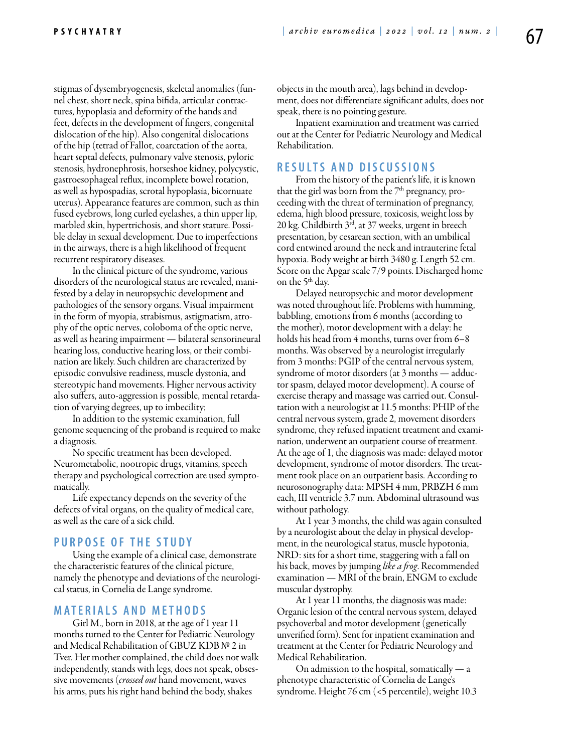stigmas of dysembryogenesis, skeletal anomalies (funnel chest, short neck, spina bifida, articular contractures, hypoplasia and deformity of the hands and feet, defects in the development of fingers, congenital dislocation of the hip). Also congenital dislocations of the hip (tetrad of Fallot, coarctation of the aorta, heart septal defects, pulmonary valve stenosis, pyloric stenosis, hydronephrosis, horseshoe kidney, polycystic, gastroesophageal reflux, incomplete bowel rotation, as well as hypospadias, scrotal hypoplasia, bicornuate uterus). Appearance features are common, such as thin fused eyebrows, long curled eyelashes, a thin upper lip, marbled skin, hypertrichosis, and short stature. Possible delay in sexual development. Due to imperfections in the airways, there is a high likelihood of frequent recurrent respiratory diseases.

In the clinical picture of the syndrome, various disorders of the neurological status are revealed, manifested by a delay in neuropsychic development and pathologies of the sensory organs. Visual impairment in the form of myopia, strabismus, astigmatism, atrophy of the optic nerves, coloboma of the optic nerve, as well as hearing impairment — bilateral sensorineural hearing loss, conductive hearing loss, or their combination are likely. Such children are characterized by episodic convulsive readiness, muscle dystonia, and stereotypic hand movements. Higher nervous activity also suffers, auto-aggression is possible, mental retardation of varying degrees, up to imbecility;

In addition to the systemic examination, full genome sequencing of the proband is required to make a diagnosis.

No specific treatment has been developed. Neurometabolic, nootropic drugs, vitamins, speech therapy and psychological correction are used symptomatically.

Life expectancy depends on the severity of the defects of vital organs, on the quality of medical care, as well as the care of a sick child.

## PURPOSE OF THE STUDY

Using the example of a clinical case, demonstrate the characteristic features of the clinical picture, namely the phenotype and deviations of the neurological status, in Cornelia de Lange syndrome.

## MATERIALS AND METHODS

Girl M., born in 2018, at the age of 1 year 11 months turned to the Center for Pediatric Neurology and Medical Rehabilitation of GBUZ KDB № 2 in Tver. Her mother complained, the child does not walk independently, stands with legs, does not speak, obsessive movements (*crossed out* hand movement, waves his arms, puts his right hand behind the body, shakes objects in the mouth area), lags behind in development, does not differentiate significant adults, does not speak, there is no pointing gesture.

Inpatient examination and treatment was carried out at the Center for Pediatric Neurology and Medical Rehabilitation.

## RESULTS AND DISCUSSIONS

From the history of the patient's life, it is known that the girl was born from the 7[th] pregnancy, proceeding with the threat of termination of pregnancy, edema, high blood pressure, toxicosis, weight loss by 20 kg. Childbirth 3[rd], at 37 weeks, urgent in breech presentation, by cesarean section, with an umbilical cord entwined around the neck and intrauterine fetal hypoxia. Body weight at birth 3480 g. Length 52 cm. Score on the Apgar scale 7/9 points. Discharged home on the 5[th] day.

Delayed neuropsychic and motor development was noted throughout life. Problems with humming, babbling, emotions from 6 months (according to the mother), motor development with a delay: he holds his head from 4 months, turns over from 6–8 months. Was observed by a neurologist irregularly from 3 months: PGIP of the central nervous system, syndrome of motor disorders (at 3 months — adductor spasm, delayed motor development). A course of exercise therapy and massage was carried out. Consultation with a neurologist at 11.5 months: PHIP of the central nervous system, grade 2, movement disorders syndrome, they refused inpatient treatment and examination, underwent an outpatient course of treatment. At the age of 1, the diagnosis was made: delayed motor development, syndrome of motor disorders. The treatment took place on an outpatient basis. According to neurosonography data: MPSH 4 mm, PRBZH 6 mm each, III ventricle 3.7 mm. Abdominal ultrasound was without pathology.

At 1 year 3 months, the child was again consulted by a neurologist about the delay in physical development, in the neurological status, muscle hypotonia, NRD: sits for a short time, staggering with a fall on his back, moves by jumping *like a frog*. Recommended examination — MRI of the brain, ENGM to exclude muscular dystrophy.

At 1 year 11 months, the diagnosis was made: Organic lesion of the central nervous system, delayed psychoverbal and motor development (genetically unverified form). Sent for inpatient examination and treatment at the Center for Pediatric Neurology and Medical Rehabilitation.

On admission to the hospital, somatically — a phenotype characteristic of Cornelia de Lange's syndrome. Height 76 cm (<5 percentile), weight 10.3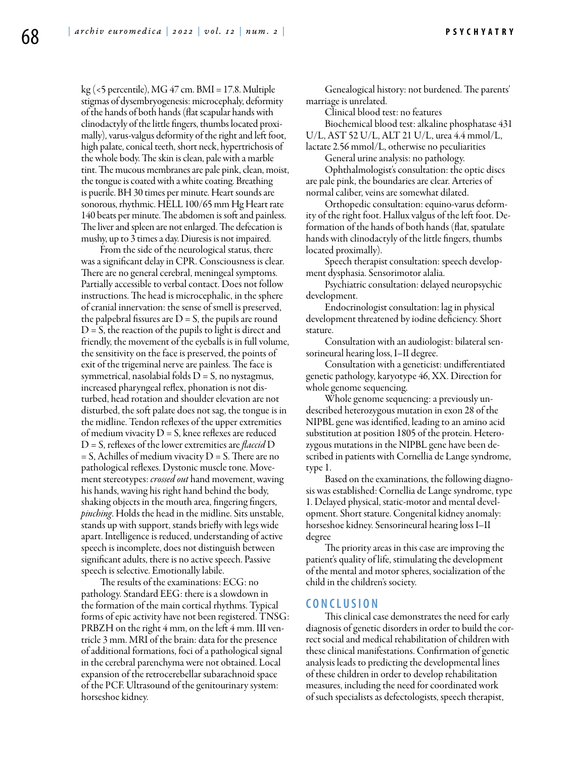kg (<5 percentile), MG 47 cm. BMI = 17.8. Multiple stigmas of dysembryogenesis: microcephaly, deformity of the hands of both hands (flat scapular hands with clinodactyly of the little fingers, thumbs located proximally), varus-valgus deformity of the right and left foot, high palate, conical teeth, short neck, hypertrichosis of the whole body. The skin is clean, pale with a marble tint. The mucous membranes are pale pink, clean, moist, the tongue is coated with a white coating. Breathing is puerile. BH 30 times per minute. Heart sounds are sonorous, rhythmic. HELL 100/65 mm Hg Heart rate 140 beats per minute. The abdomen is soft and painless. The liver and spleen are not enlarged. The defecation is mushy, up to 3 times a day. Diuresis is not impaired.

From the side of the neurological status, there was a significant delay in CPR. Consciousness is clear. There are no general cerebral, meningeal symptoms. Partially accessible to verbal contact. Does not follow instructions. The head is microcephalic, in the sphere of cranial innervation: the sense of smell is preserved, the palpebral fissures are D = S, the pupils are round D = S, the reaction of the pupils to light is direct and friendly, the movement of the eyeballs is in full volume, the sensitivity on the face is preserved, the points of exit of the trigeminal nerve are painless. The face is symmetrical, nasolabial folds D = S, no nystagmus, increased pharyngeal reflex, phonation is not disturbed, head rotation and shoulder elevation are not disturbed, the soft palate does not sag, the tongue is in the midline. Tendon reflexes of the upper extremities of medium vivacity D = S, knee reflexes are reduced D = S, reflexes of the lower extremities are *flaccid* D = S, Achilles of medium vivacity D = S. There are no pathological reflexes. Dystonic muscle tone. Movement stereotypes: *crossed out* hand movement, waving his hands, waving his right hand behind the body, shaking objects in the mouth area, fingering fingers, *pinching*. Holds the head in the midline. Sits unstable, stands up with support, stands briefly with legs wide apart. Intelligence is reduced, understanding of active speech is incomplete, does not distinguish between significant adults, there is no active speech. Passive speech is selective. Emotionally labile.

The results of the examinations: ECG: no pathology. Standard EEG: there is a slowdown in the formation of the main cortical rhythms. Typical forms of epic activity have not been registered. TNSG: PRBZH on the right 4 mm, on the left 4 mm. III ventricle 3 mm. MRI of the brain: data for the presence of additional formations, foci of a pathological signal in the cerebral parenchyma were not obtained. Local expansion of the retrocerebellar subarachnoid space of the PCF. Ultrasound of the genitourinary system: horseshoe kidney.

Genealogical history: not burdened. The parents' marriage is unrelated.

Clinical blood test: no features

Biochemical blood test: alkaline phosphatase 431 U/L, AST 52 U/L, ALT 21 U/L, urea 4.4 mmol/L, lactate 2.56 mmol/L, otherwise no peculiarities

General urine analysis: no pathology.

Ophthalmologist's consultation: the optic discs are pale pink, the boundaries are clear. Arteries of normal caliber, veins are somewhat dilated.

Orthopedic consultation: equino-varus deformity of the right foot. Hallux valgus of the left foot. Deformation of the hands of both hands (flat, spatulate hands with clinodactyly of the little fingers, thumbs located proximally).

Speech therapist consultation: speech development dysphasia. Sensorimotor alalia.

Psychiatric consultation: delayed neuropsychic development.

Endocrinologist consultation: lag in physical development threatened by iodine deficiency. Short stature.

Consultation with an audiologist: bilateral sensorineural hearing loss, I–II degree.

Consultation with a geneticist: undifferentiated genetic pathology, karyotype 46, XX. Direction for whole genome sequencing.

Whole genome sequencing: a previously undescribed heterozygous mutation in exon 28 of the NIPBL gene was identified, leading to an amino acid substitution at position 1805 of the protein. Heterozygous mutations in the NIPBL gene have been described in patients with Cornellia de Lange syndrome, type 1.

Based on the examinations, the following diagnosis was established: Cornellia de Lange syndrome, type 1. Delayed physical, static-motor and mental development. Short stature. Congenital kidney anomaly: horseshoe kidney. Sensorineural hearing loss I–II degree

The priority areas in this case are improving the patient's quality of life, stimulating the development of the mental and motor spheres, socialization of the child in the children's society.

## CONCLUSION

This clinical case demonstrates the need for early diagnosis of genetic disorders in order to build the correct social and medical rehabilitation of children with these clinical manifestations. Confirmation of genetic analysis leads to predicting the developmental lines of these children in order to develop rehabilitation measures, including the need for coordinated work of such specialists as defectologists, speech therapist,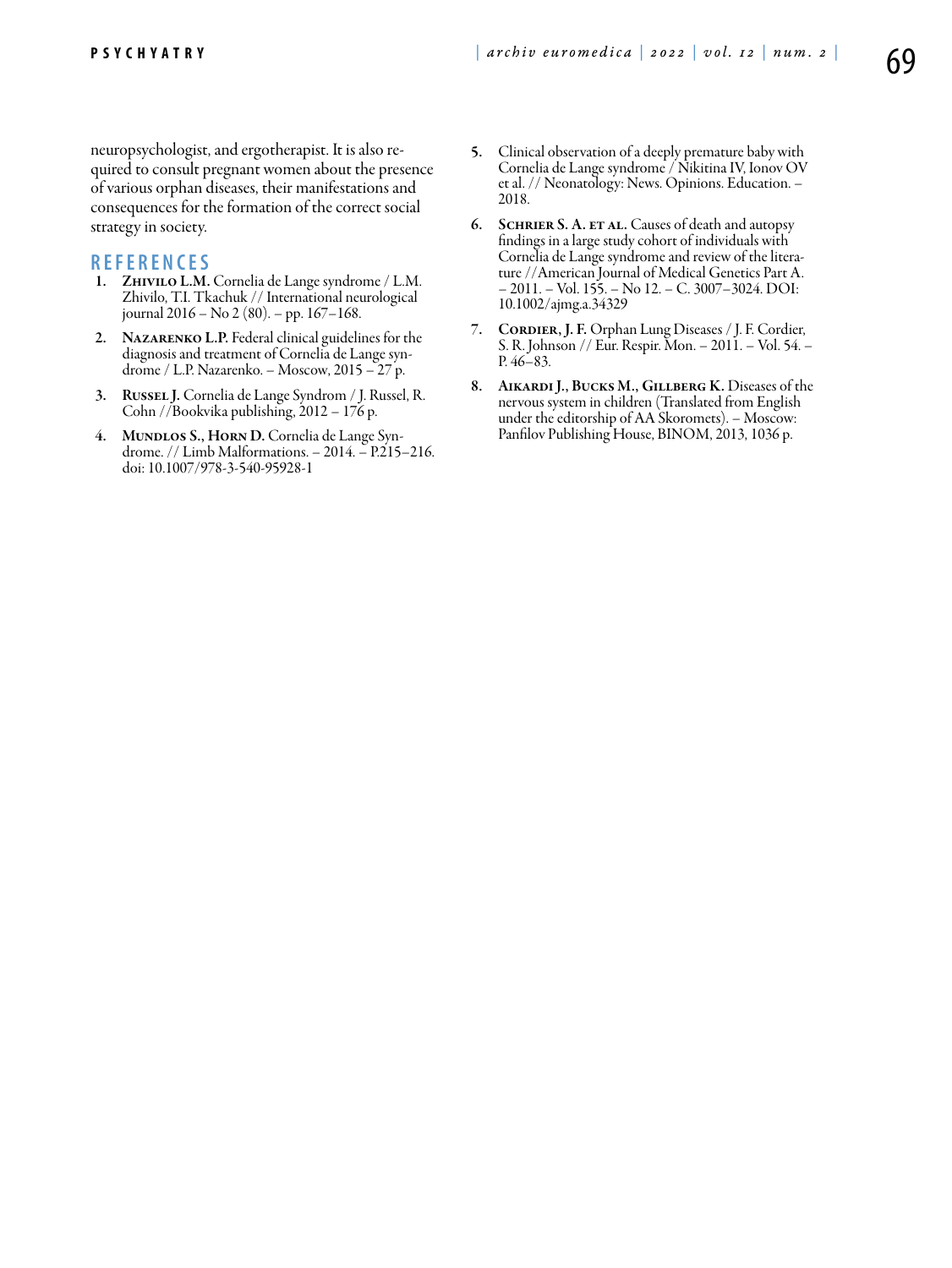neuropsychologist, and ergotherapist. It is also required to consult pregnant women about the presence of various orphan diseases, their manifestations and consequences for the formation of the correct social strategy in society.

## REFERENCES

1. **Zhivilo L.M.** Cornelia de Lange syndrome / L.M. Zhivilo, T.I. Tkachuk // International neurological journal 2016 – No 2 (80). – pp. 167–168.
2. **Nazarenko L.P.** Federal clinical guidelines for the diagnosis and treatment of Cornelia de Lange syndrome / L.P. Nazarenko. – Moscow, 2015 – 27 p.
3. **Russel J.** Cornelia de Lange Syndrom / J. Russel, R. Cohn //Bookvika publishing, 2012 – 176 p.
4. **Mundlos S., Horn D.** Cornelia de Lange Syndrome. // Limb Malformations. – 2014. – P.215–216. doi: 10.1007/978-3-540-95928-1
5. Clinical observation of a deeply premature baby with Cornelia de Lange syndrome / Nikitina IV, Ionov OV et al. // Neonatology: News. Opinions. Education. – 2018.
6. **Schrier S. A. et al.** Causes of death and autopsy findings in a large study cohort of individuals with Cornelia de Lange syndrome and review of the literature //American Journal of Medical Genetics Part A. – 2011. – Vol. 155. – No 12. – C. 3007–3024. DOI: 10.1002/ajmg.a.34329
7. **Cordier, J. F.** Orphan Lung Diseases / J. F. Cordier, S. R. Johnson // Eur. Respir. Mon. – 2011. – Vol. 54. – P. 46–83.
8. **Aikardi J., Bucks M., Gillberg K.** Diseases of the nervous system in children (Translated from English under the editorship of AA Skoromets). – Moscow: Panfilov Publishing House, BINOM, 2013, 1036 p.